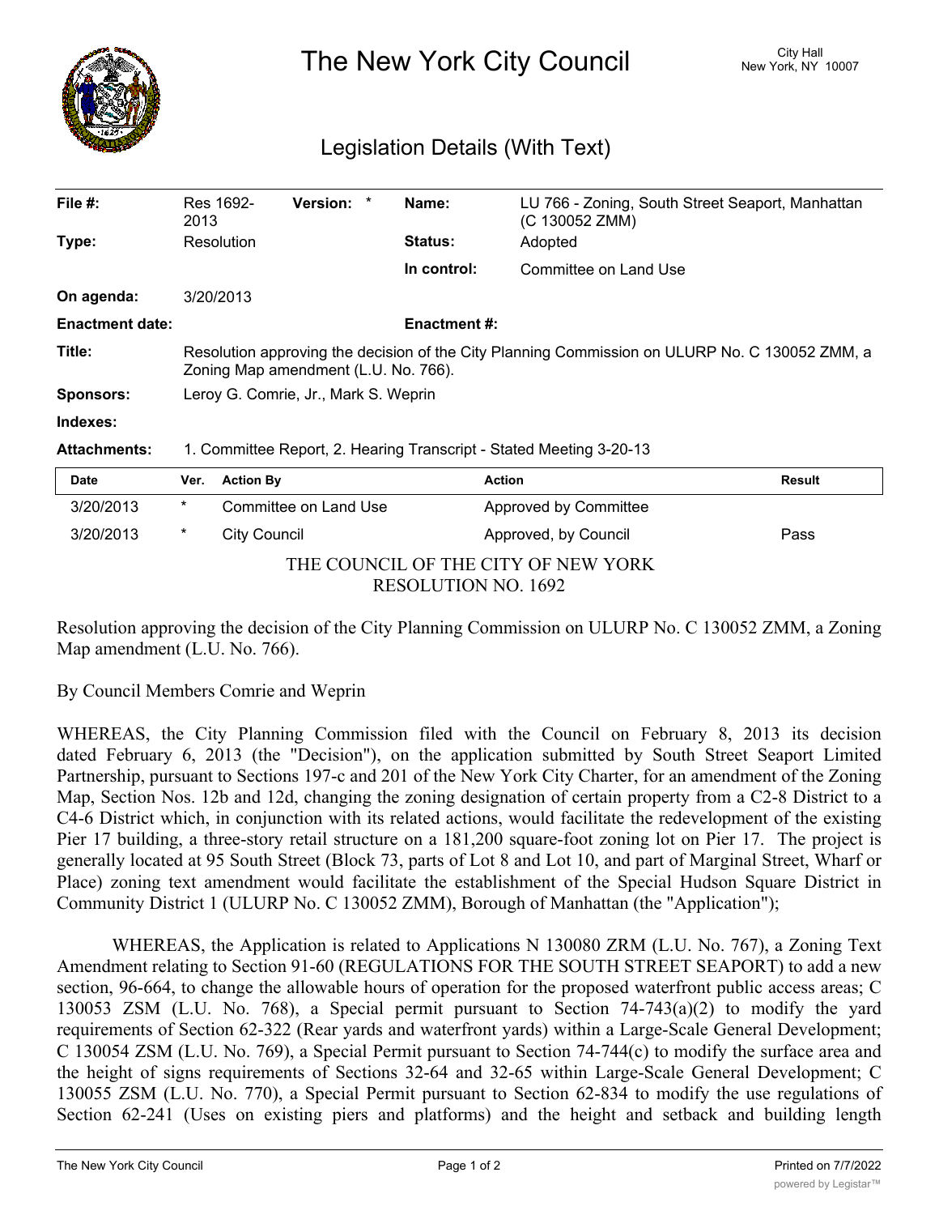# The New York City Council

City Hall
New York, NY 10007

## Legislation Details (With Text)

| | | | | | |
|---|---|---|---|---|---|
| **File #:** | Res 1692-2013 | **Version:** | * | **Name:** | LU 766 - Zoning, South Street Seaport, Manhattan (C 130052 ZMM) |
| **Type:** | Resolution | | | **Status:** | Adopted |
| | | | | **In control:** | Committee on Land Use |
| **On agenda:** | 3/20/2013 | | | | |
| **Enactment date:** | | | | **Enactment #:** | |

**Title:** Resolution approving the decision of the City Planning Commission on ULURP No. C 130052 ZMM, a Zoning Map amendment (L.U. No. 766).

**Sponsors:** Leroy G. Comrie, Jr., Mark S. Weprin

**Indexes:**

**Attachments:** 1. Committee Report, 2. Hearing Transcript - Stated Meeting 3-20-13

| Date | Ver. | Action By | Action | Result |
|---|---|---|---|---|
| 3/20/2013 | * | Committee on Land Use | Approved by Committee | |
| 3/20/2013 | * | City Council | Approved, by Council | Pass |

THE COUNCIL OF THE CITY OF NEW YORK
RESOLUTION NO. 1692

Resolution approving the decision of the City Planning Commission on ULURP No. C 130052 ZMM, a Zoning Map amendment (L.U. No. 766).

By Council Members Comrie and Weprin

WHEREAS, the City Planning Commission filed with the Council on February 8, 2013 its decision dated February 6, 2013 (the "Decision"), on the application submitted by South Street Seaport Limited Partnership, pursuant to Sections 197-c and 201 of the New York City Charter, for an amendment of the Zoning Map, Section Nos. 12b and 12d, changing the zoning designation of certain property from a C2-8 District to a C4-6 District which, in conjunction with its related actions, would facilitate the redevelopment of the existing Pier 17 building, a three-story retail structure on a 181,200 square-foot zoning lot on Pier 17. The project is generally located at 95 South Street (Block 73, parts of Lot 8 and Lot 10, and part of Marginal Street, Wharf or Place) zoning text amendment would facilitate the establishment of the Special Hudson Square District in Community District 1 (ULURP No. C 130052 ZMM), Borough of Manhattan (the "Application");

WHEREAS, the Application is related to Applications N 130080 ZRM (L.U. No. 767), a Zoning Text Amendment relating to Section 91-60 (REGULATIONS FOR THE SOUTH STREET SEAPORT) to add a new section, 96-664, to change the allowable hours of operation for the proposed waterfront public access areas; C 130053 ZSM (L.U. No. 768), a Special permit pursuant to Section 74-743(a)(2) to modify the yard requirements of Section 62-322 (Rear yards and waterfront yards) within a Large-Scale General Development; C 130054 ZSM (L.U. No. 769), a Special Permit pursuant to Section 74-744(c) to modify the surface area and the height of signs requirements of Sections 32-64 and 32-65 within Large-Scale General Development; C 130055 ZSM (L.U. No. 770), a Special Permit pursuant to Section 62-834 to modify the use regulations of Section 62-241 (Uses on existing piers and platforms) and the height and setback and building length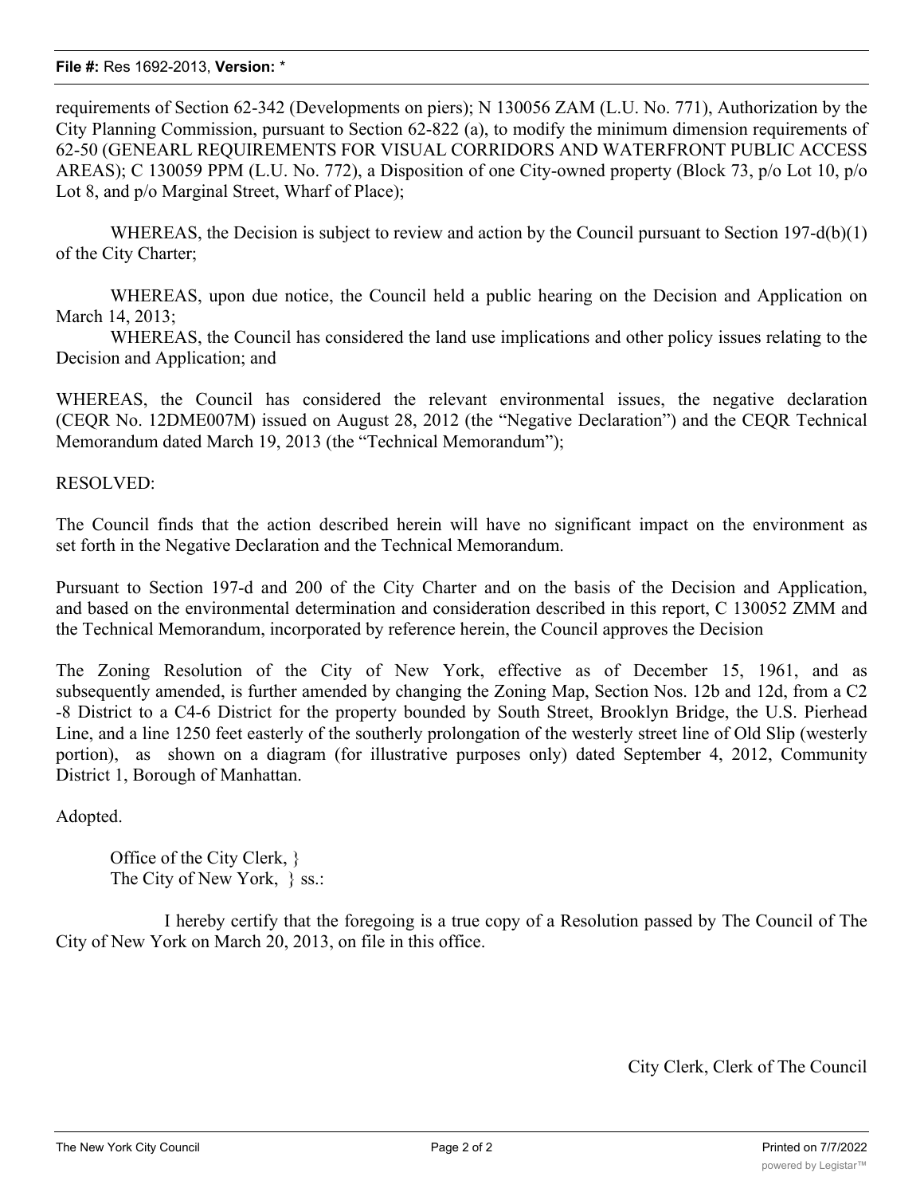requirements of Section 62-342 (Developments on piers); N 130056 ZAM (L.U. No. 771), Authorization by the City Planning Commission, pursuant to Section 62-822 (a), to modify the minimum dimension requirements of 62-50 (GENEARL REQUIREMENTS FOR VISUAL CORRIDORS AND WATERFRONT PUBLIC ACCESS AREAS); C 130059 PPM (L.U. No. 772), a Disposition of one City-owned property (Block 73, p/o Lot 10, p/o Lot 8, and p/o Marginal Street, Wharf of Place);

WHEREAS, the Decision is subject to review and action by the Council pursuant to Section 197-d(b)(1) of the City Charter;

WHEREAS, upon due notice, the Council held a public hearing on the Decision and Application on March 14, 2013;

WHEREAS, the Council has considered the land use implications and other policy issues relating to the Decision and Application; and

WHEREAS, the Council has considered the relevant environmental issues, the negative declaration (CEQR No. 12DME007M) issued on August 28, 2012 (the "Negative Declaration") and the CEQR Technical Memorandum dated March 19, 2013 (the "Technical Memorandum");

RESOLVED:

The Council finds that the action described herein will have no significant impact on the environment as set forth in the Negative Declaration and the Technical Memorandum.

Pursuant to Section 197-d and 200 of the City Charter and on the basis of the Decision and Application, and based on the environmental determination and consideration described in this report, C 130052 ZMM and the Technical Memorandum, incorporated by reference herein, the Council approves the Decision

The Zoning Resolution of the City of New York, effective as of December 15, 1961, and as subsequently amended, is further amended by changing the Zoning Map, Section Nos. 12b and 12d, from a C2-8 District to a C4-6 District for the property bounded by South Street, Brooklyn Bridge, the U.S. Pierhead Line, and a line 1250 feet easterly of the southerly prolongation of the westerly street line of Old Slip (westerly portion), as shown on a diagram (for illustrative purposes only) dated September 4, 2012, Community District 1, Borough of Manhattan.

Adopted.

Office of the City Clerk, }
The City of New York, } ss.:

I hereby certify that the foregoing is a true copy of a Resolution passed by The Council of The City of New York on March 20, 2013, on file in this office.

City Clerk, Clerk of The Council